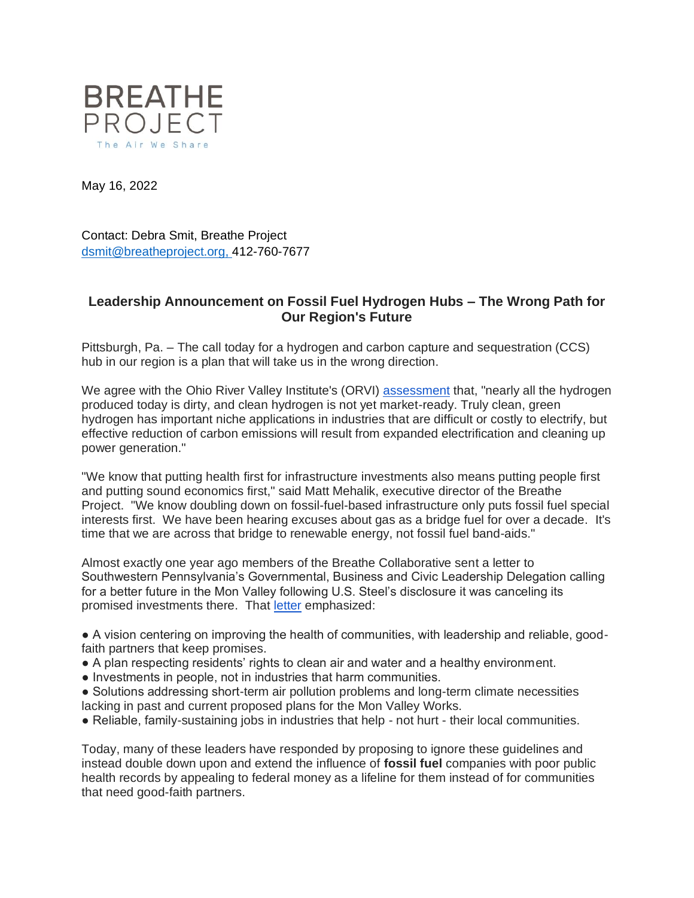BREATHE PROJECT
The Air We Share

May 16, 2022

Contact: Debra Smit, Breathe Project
dsmit@breatheproject.org, 412-760-7677

## Leadership Announcement on Fossil Fuel Hydrogen Hubs – The Wrong Path for Our Region's Future

Pittsburgh, Pa. – The call today for a hydrogen and carbon capture and sequestration (CCS) hub in our region is a plan that will take us in the wrong direction.

We agree with the Ohio River Valley Institute's (ORVI) [assessment](assessment) that, "nearly all the hydrogen produced today is dirty, and clean hydrogen is not yet market-ready. Truly clean, green hydrogen has important niche applications in industries that are difficult or costly to electrify, but effective reduction of carbon emissions will result from expanded electrification and cleaning up power generation."

"We know that putting health first for infrastructure investments also means putting people first and putting sound economics first," said Matt Mehalik, executive director of the Breathe Project. "We know doubling down on fossil-fuel-based infrastructure only puts fossil fuel special interests first. We have been hearing excuses about gas as a bridge fuel for over a decade. It's time that we are across that bridge to renewable energy, not fossil fuel band-aids."

Almost exactly one year ago members of the Breathe Collaborative sent a letter to Southwestern Pennsylvania's Governmental, Business and Civic Leadership Delegation calling for a better future in the Mon Valley following U.S. Steel's disclosure it was canceling its promised investments there. That [letter](letter) emphasized:

- A vision centering on improving the health of communities, with leadership and reliable, good-faith partners that keep promises.
- A plan respecting residents' rights to clean air and water and a healthy environment.
- Investments in people, not in industries that harm communities.
- Solutions addressing short-term air pollution problems and long-term climate necessities lacking in past and current proposed plans for the Mon Valley Works.
- Reliable, family-sustaining jobs in industries that help - not hurt - their local communities.

Today, many of these leaders have responded by proposing to ignore these guidelines and instead double down upon and extend the influence of **fossil fuel** companies with poor public health records by appealing to federal money as a lifeline for them instead of for communities that need good-faith partners.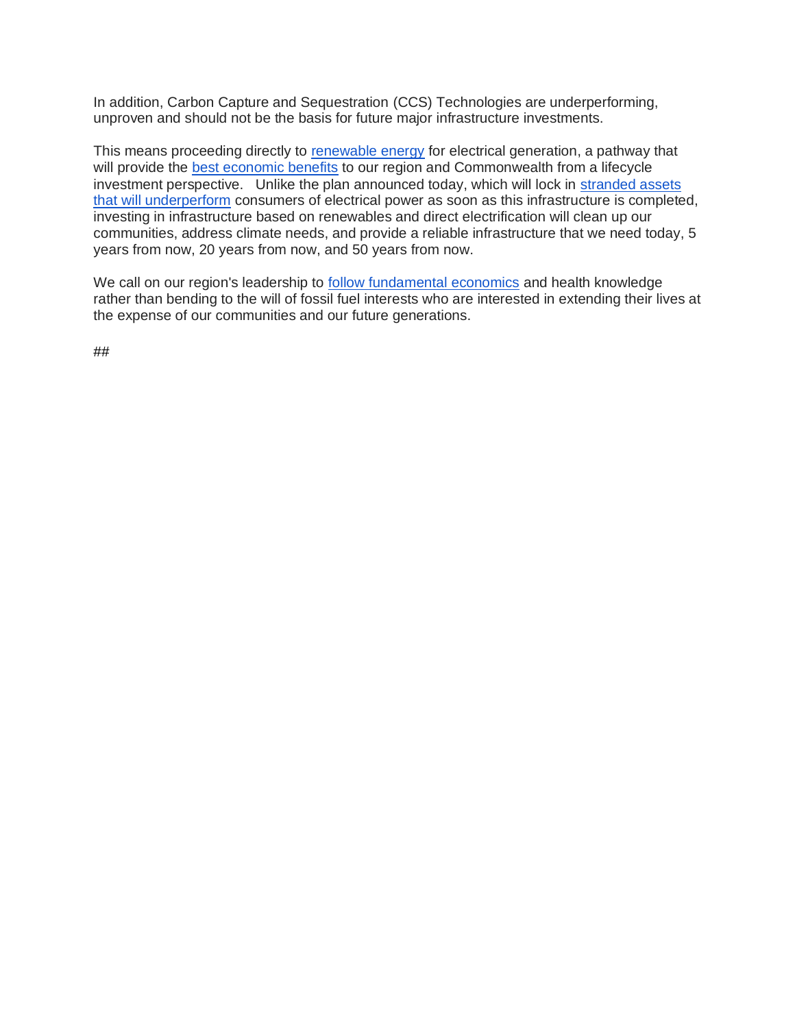In addition, Carbon Capture and Sequestration (CCS) Technologies are underperforming, unproven and should not be the basis for future major infrastructure investments.

This means proceeding directly to renewable energy for electrical generation, a pathway that will provide the best economic benefits to our region and Commonwealth from a lifecycle investment perspective.   Unlike the plan announced today, which will lock in stranded assets that will underperform consumers of electrical power as soon as this infrastructure is completed, investing in infrastructure based on renewables and direct electrification will clean up our communities, address climate needs, and provide a reliable infrastructure that we need today, 5 years from now, 20 years from now, and 50 years from now.

We call on our region's leadership to follow fundamental economics and health knowledge rather than bending to the will of fossil fuel interests who are interested in extending their lives at the expense of our communities and our future generations.

##